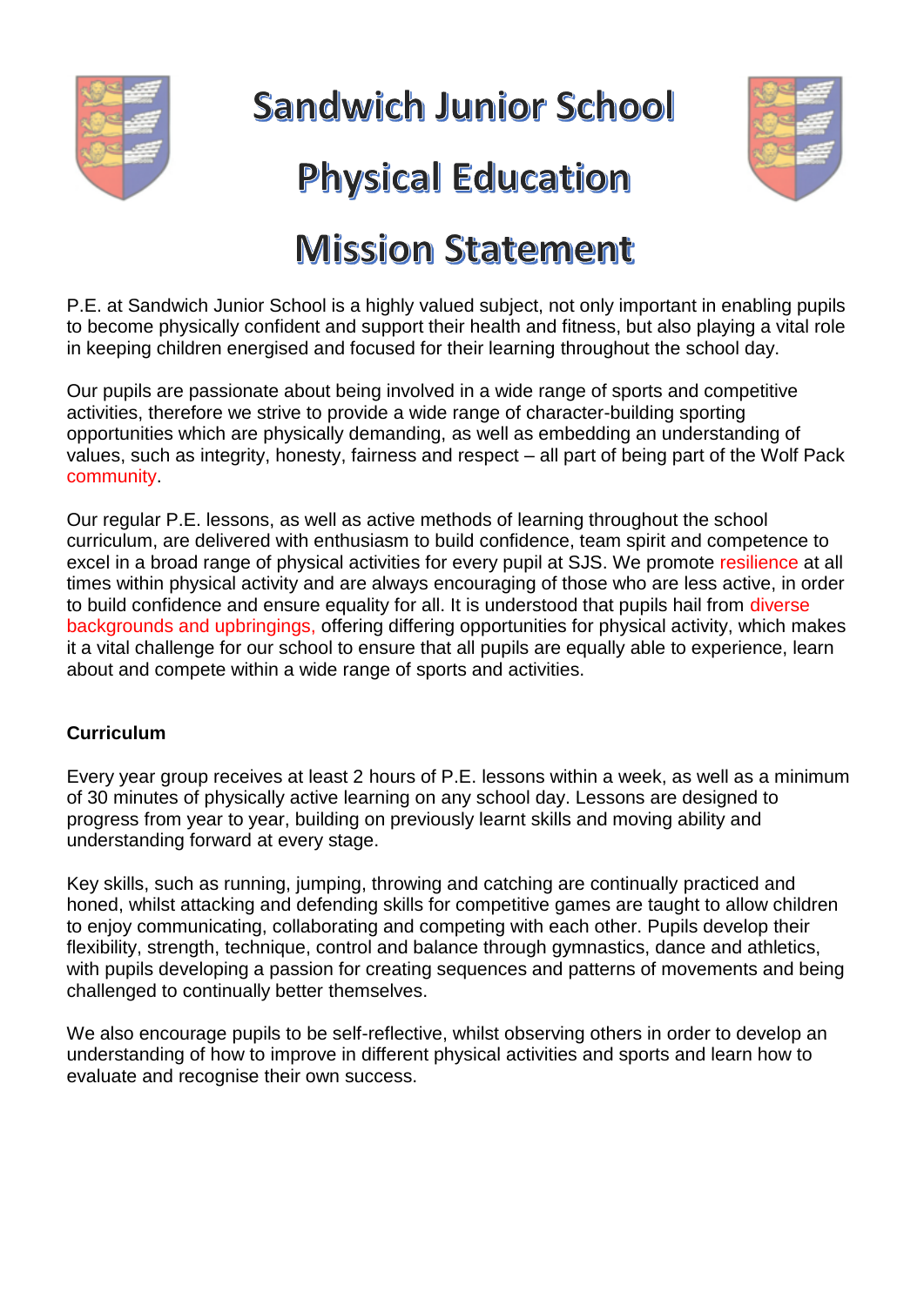# Sandwich Junior School

# Physical Education

# Mission Statement

P.E. at Sandwich Junior School is a highly valued subject, not only important in enabling pupils to become physically confident and support their health and fitness, but also playing a vital role in keeping children energised and focused for their learning throughout the school day.

Our pupils are passionate about being involved in a wide range of sports and competitive activities, therefore we strive to provide a wide range of character-building sporting opportunities which are physically demanding, as well as embedding an understanding of values, such as integrity, honesty, fairness and respect – all part of being part of the Wolf Pack community.

Our regular P.E. lessons, as well as active methods of learning throughout the school curriculum, are delivered with enthusiasm to build confidence, team spirit and competence to excel in a broad range of physical activities for every pupil at SJS. We promote resilience at all times within physical activity and are always encouraging of those who are less active, in order to build confidence and ensure equality for all. It is understood that pupils hail from diverse backgrounds and upbringings, offering differing opportunities for physical activity, which makes it a vital challenge for our school to ensure that all pupils are equally able to experience, learn about and compete within a wide range of sports and activities.

**Curriculum**

Every year group receives at least 2 hours of P.E. lessons within a week, as well as a minimum of 30 minutes of physically active learning on any school day. Lessons are designed to progress from year to year, building on previously learnt skills and moving ability and understanding forward at every stage.

Key skills, such as running, jumping, throwing and catching are continually practiced and honed, whilst attacking and defending skills for competitive games are taught to allow children to enjoy communicating, collaborating and competing with each other. Pupils develop their flexibility, strength, technique, control and balance through gymnastics, dance and athletics, with pupils developing a passion for creating sequences and patterns of movements and being challenged to continually better themselves.

We also encourage pupils to be self-reflective, whilst observing others in order to develop an understanding of how to improve in different physical activities and sports and learn how to evaluate and recognise their own success.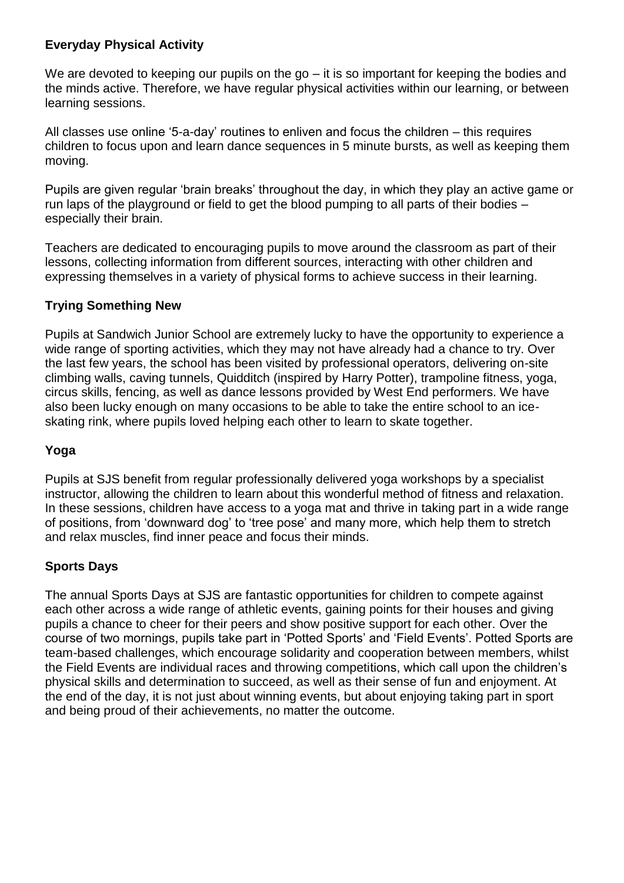## Everyday Physical Activity

We are devoted to keeping our pupils on the go – it is so important for keeping the bodies and the minds active. Therefore, we have regular physical activities within our learning, or between learning sessions.

All classes use online '5-a-day' routines to enliven and focus the children – this requires children to focus upon and learn dance sequences in 5 minute bursts, as well as keeping them moving.

Pupils are given regular 'brain breaks' throughout the day, in which they play an active game or run laps of the playground or field to get the blood pumping to all parts of their bodies – especially their brain.

Teachers are dedicated to encouraging pupils to move around the classroom as part of their lessons, collecting information from different sources, interacting with other children and expressing themselves in a variety of physical forms to achieve success in their learning.

## Trying Something New

Pupils at Sandwich Junior School are extremely lucky to have the opportunity to experience a wide range of sporting activities, which they may not have already had a chance to try. Over the last few years, the school has been visited by professional operators, delivering on-site climbing walls, caving tunnels, Quidditch (inspired by Harry Potter), trampoline fitness, yoga, circus skills, fencing, as well as dance lessons provided by West End performers. We have also been lucky enough on many occasions to be able to take the entire school to an ice-skating rink, where pupils loved helping each other to learn to skate together.

## Yoga

Pupils at SJS benefit from regular professionally delivered yoga workshops by a specialist instructor, allowing the children to learn about this wonderful method of fitness and relaxation. In these sessions, children have access to a yoga mat and thrive in taking part in a wide range of positions, from 'downward dog' to 'tree pose' and many more, which help them to stretch and relax muscles, find inner peace and focus their minds.

## Sports Days

The annual Sports Days at SJS are fantastic opportunities for children to compete against each other across a wide range of athletic events, gaining points for their houses and giving pupils a chance to cheer for their peers and show positive support for each other. Over the course of two mornings, pupils take part in 'Potted Sports' and 'Field Events'. Potted Sports are team-based challenges, which encourage solidarity and cooperation between members, whilst the Field Events are individual races and throwing competitions, which call upon the children's physical skills and determination to succeed, as well as their sense of fun and enjoyment. At the end of the day, it is not just about winning events, but about enjoying taking part in sport and being proud of their achievements, no matter the outcome.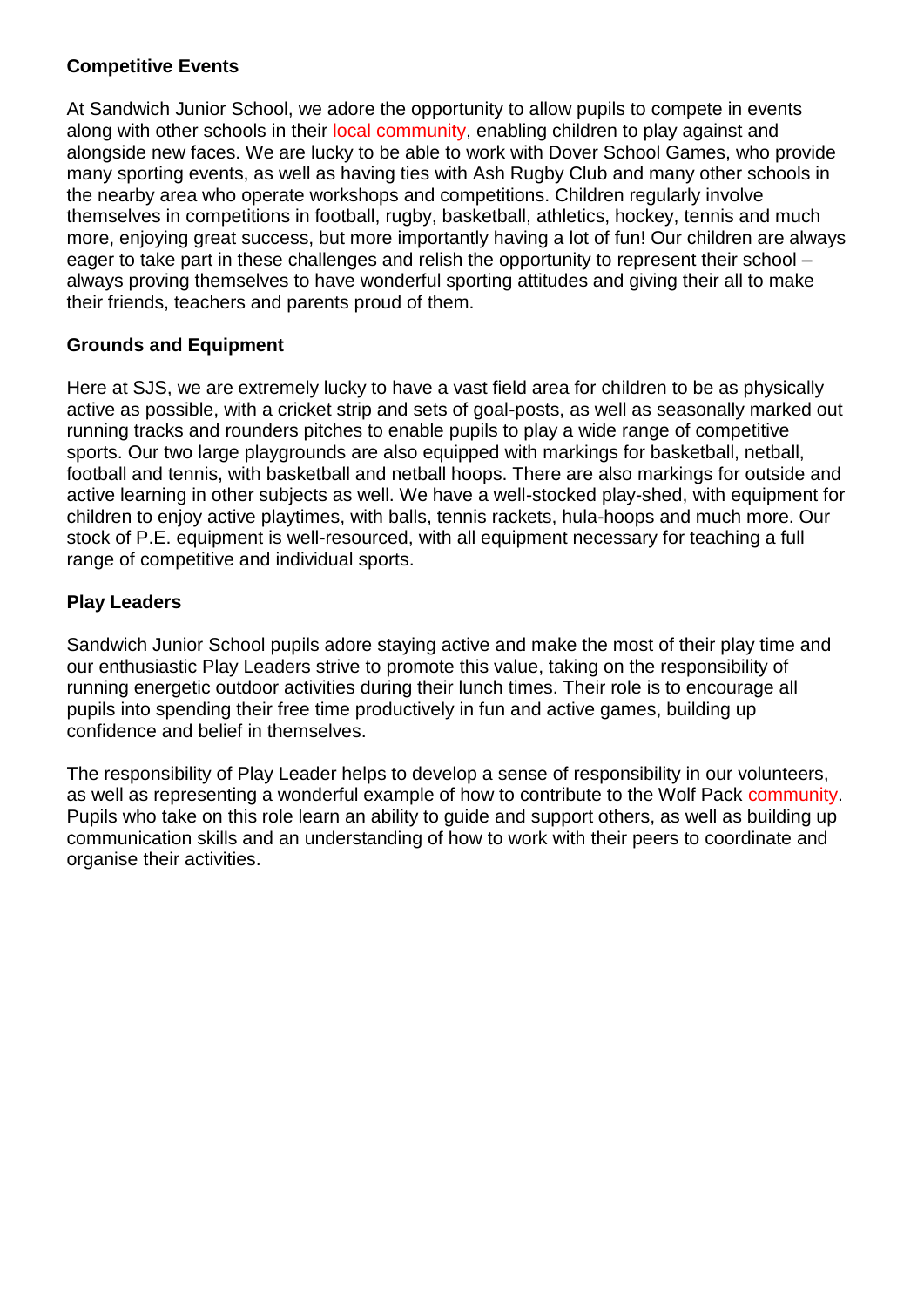**Competitive Events**

At Sandwich Junior School, we adore the opportunity to allow pupils to compete in events along with other schools in their local community, enabling children to play against and alongside new faces. We are lucky to be able to work with Dover School Games, who provide many sporting events, as well as having ties with Ash Rugby Club and many other schools in the nearby area who operate workshops and competitions. Children regularly involve themselves in competitions in football, rugby, basketball, athletics, hockey, tennis and much more, enjoying great success, but more importantly having a lot of fun! Our children are always eager to take part in these challenges and relish the opportunity to represent their school – always proving themselves to have wonderful sporting attitudes and giving their all to make their friends, teachers and parents proud of them.

**Grounds and Equipment**

Here at SJS, we are extremely lucky to have a vast field area for children to be as physically active as possible, with a cricket strip and sets of goal-posts, as well as seasonally marked out running tracks and rounders pitches to enable pupils to play a wide range of competitive sports. Our two large playgrounds are also equipped with markings for basketball, netball, football and tennis, with basketball and netball hoops. There are also markings for outside and active learning in other subjects as well. We have a well-stocked play-shed, with equipment for children to enjoy active playtimes, with balls, tennis rackets, hula-hoops and much more. Our stock of P.E. equipment is well-resourced, with all equipment necessary for teaching a full range of competitive and individual sports.

**Play Leaders**

Sandwich Junior School pupils adore staying active and make the most of their play time and our enthusiastic Play Leaders strive to promote this value, taking on the responsibility of running energetic outdoor activities during their lunch times. Their role is to encourage all pupils into spending their free time productively in fun and active games, building up confidence and belief in themselves.

The responsibility of Play Leader helps to develop a sense of responsibility in our volunteers, as well as representing a wonderful example of how to contribute to the Wolf Pack community. Pupils who take on this role learn an ability to guide and support others, as well as building up communication skills and an understanding of how to work with their peers to coordinate and organise their activities.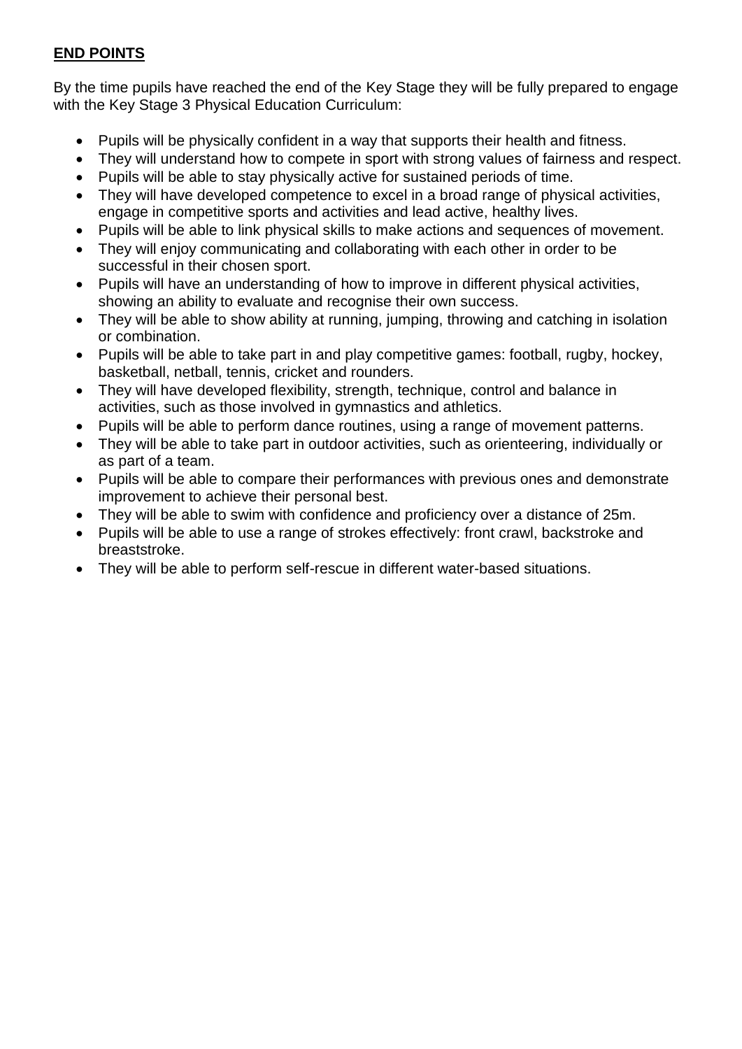**END POINTS**

By the time pupils have reached the end of the Key Stage they will be fully prepared to engage with the Key Stage 3 Physical Education Curriculum:

- Pupils will be physically confident in a way that supports their health and fitness.
- They will understand how to compete in sport with strong values of fairness and respect.
- Pupils will be able to stay physically active for sustained periods of time.
- They will have developed competence to excel in a broad range of physical activities, engage in competitive sports and activities and lead active, healthy lives.
- Pupils will be able to link physical skills to make actions and sequences of movement.
- They will enjoy communicating and collaborating with each other in order to be successful in their chosen sport.
- Pupils will have an understanding of how to improve in different physical activities, showing an ability to evaluate and recognise their own success.
- They will be able to show ability at running, jumping, throwing and catching in isolation or combination.
- Pupils will be able to take part in and play competitive games: football, rugby, hockey, basketball, netball, tennis, cricket and rounders.
- They will have developed flexibility, strength, technique, control and balance in activities, such as those involved in gymnastics and athletics.
- Pupils will be able to perform dance routines, using a range of movement patterns.
- They will be able to take part in outdoor activities, such as orienteering, individually or as part of a team.
- Pupils will be able to compare their performances with previous ones and demonstrate improvement to achieve their personal best.
- They will be able to swim with confidence and proficiency over a distance of 25m.
- Pupils will be able to use a range of strokes effectively: front crawl, backstroke and breaststroke.
- They will be able to perform self-rescue in different water-based situations.